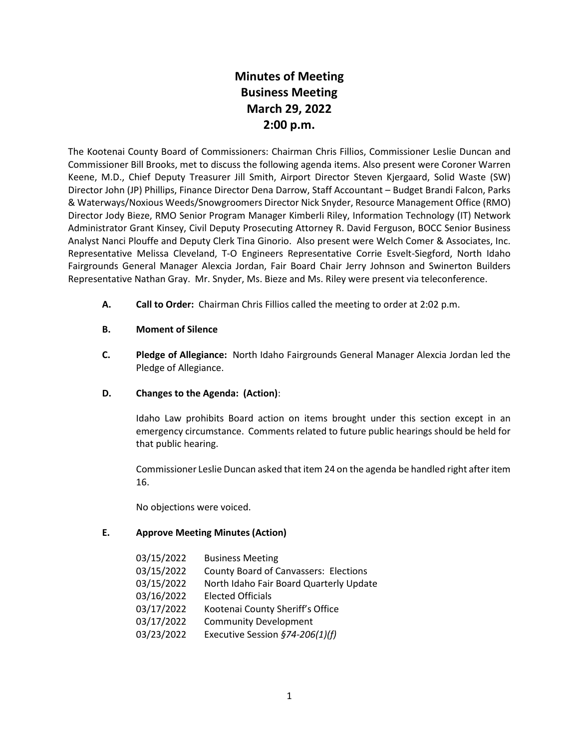# Minutes of Meeting
# Business Meeting
# March 29, 2022
# 2:00 p.m.

The Kootenai County Board of Commissioners: Chairman Chris Fillios, Commissioner Leslie Duncan and Commissioner Bill Brooks, met to discuss the following agenda items. Also present were Coroner Warren Keene, M.D., Chief Deputy Treasurer Jill Smith, Airport Director Steven Kjergaard, Solid Waste (SW) Director John (JP) Phillips, Finance Director Dena Darrow, Staff Accountant – Budget Brandi Falcon, Parks & Waterways/Noxious Weeds/Snowgroomers Director Nick Snyder, Resource Management Office (RMO) Director Jody Bieze, RMO Senior Program Manager Kimberli Riley, Information Technology (IT) Network Administrator Grant Kinsey, Civil Deputy Prosecuting Attorney R. David Ferguson, BOCC Senior Business Analyst Nanci Plouffe and Deputy Clerk Tina Ginorio. Also present were Welch Comer & Associates, Inc. Representative Melissa Cleveland, T-O Engineers Representative Corrie Esvelt-Siegford, North Idaho Fairgrounds General Manager Alexcia Jordan, Fair Board Chair Jerry Johnson and Swinerton Builders Representative Nathan Gray. Mr. Snyder, Ms. Bieze and Ms. Riley were present via teleconference.

**A. Call to Order:** Chairman Chris Fillios called the meeting to order at 2:02 p.m.

**B. Moment of Silence**

**C. Pledge of Allegiance:** North Idaho Fairgrounds General Manager Alexcia Jordan led the Pledge of Allegiance.

**D. Changes to the Agenda: (Action)**:

Idaho Law prohibits Board action on items brought under this section except in an emergency circumstance. Comments related to future public hearings should be held for that public hearing.

Commissioner Leslie Duncan asked that item 24 on the agenda be handled right after item 16.

No objections were voiced.

**E. Approve Meeting Minutes (Action)**

| | |
|---|---|
| 03/15/2022 | Business Meeting |
| 03/15/2022 | County Board of Canvassers: Elections |
| 03/15/2022 | North Idaho Fair Board Quarterly Update |
| 03/16/2022 | Elected Officials |
| 03/17/2022 | Kootenai County Sheriff's Office |
| 03/17/2022 | Community Development |
| 03/23/2022 | Executive Session *§74-206(1)(f)* |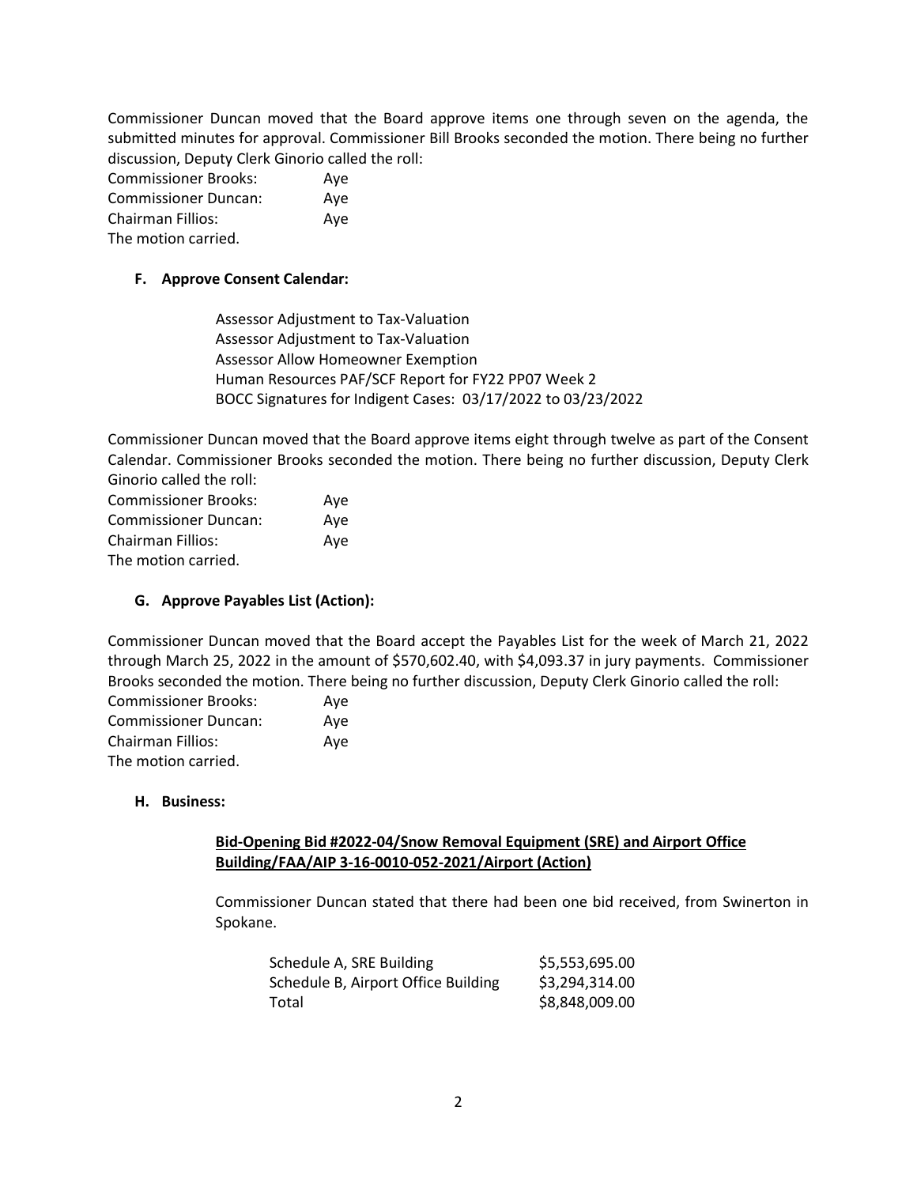Commissioner Duncan moved that the Board approve items one through seven on the agenda, the submitted minutes for approval. Commissioner Bill Brooks seconded the motion. There being no further discussion, Deputy Clerk Ginorio called the roll:

Commissioner Brooks: Aye
Commissioner Duncan: Aye
Chairman Fillios: Aye
The motion carried.

**F. Approve Consent Calendar:**

Assessor Adjustment to Tax-Valuation
Assessor Adjustment to Tax-Valuation
Assessor Allow Homeowner Exemption
Human Resources PAF/SCF Report for FY22 PP07 Week 2
BOCC Signatures for Indigent Cases: 03/17/2022 to 03/23/2022

Commissioner Duncan moved that the Board approve items eight through twelve as part of the Consent Calendar. Commissioner Brooks seconded the motion. There being no further discussion, Deputy Clerk Ginorio called the roll:

Commissioner Brooks: Aye
Commissioner Duncan: Aye
Chairman Fillios: Aye
The motion carried.

**G. Approve Payables List (Action):**

Commissioner Duncan moved that the Board accept the Payables List for the week of March 21, 2022 through March 25, 2022 in the amount of $570,602.40, with $4,093.37 in jury payments. Commissioner Brooks seconded the motion. There being no further discussion, Deputy Clerk Ginorio called the roll:

Commissioner Brooks: Aye
Commissioner Duncan: Aye
Chairman Fillios: Aye
The motion carried.

**H. Business:**

**Bid-Opening Bid #2022-04/Snow Removal Equipment (SRE) and Airport Office Building/FAA/AIP 3-16-0010-052-2021/Airport (Action)**

Commissioner Duncan stated that there had been one bid received, from Swinerton in Spokane.

| | |
|---|---|
| Schedule A, SRE Building | $5,553,695.00 |
| Schedule B, Airport Office Building | $3,294,314.00 |
| Total | $8,848,009.00 |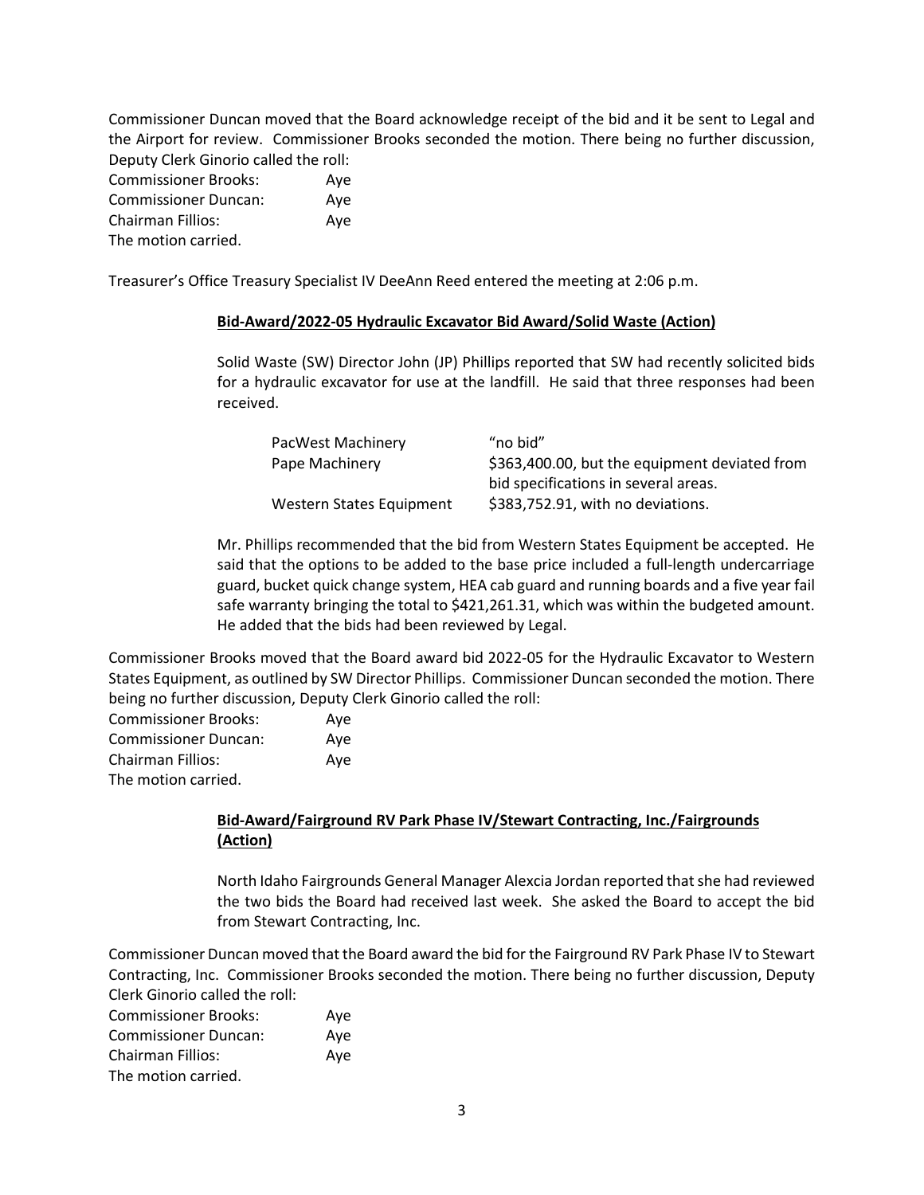Commissioner Duncan moved that the Board acknowledge receipt of the bid and it be sent to Legal and the Airport for review. Commissioner Brooks seconded the motion. There being no further discussion, Deputy Clerk Ginorio called the roll:

Commissioner Brooks: Aye
Commissioner Duncan: Aye
Chairman Fillios: Aye
The motion carried.

Treasurer's Office Treasury Specialist IV DeeAnn Reed entered the meeting at 2:06 p.m.

**Bid-Award/2022-05 Hydraulic Excavator Bid Award/Solid Waste (Action)**

Solid Waste (SW) Director John (JP) Phillips reported that SW had recently solicited bids for a hydraulic excavator for use at the landfill. He said that three responses had been received.

| | |
|---|---|
| PacWest Machinery | "no bid" |
| Pape Machinery | $363,400.00, but the equipment deviated from bid specifications in several areas. |
| Western States Equipment | $383,752.91, with no deviations. |

Mr. Phillips recommended that the bid from Western States Equipment be accepted. He said that the options to be added to the base price included a full-length undercarriage guard, bucket quick change system, HEA cab guard and running boards and a five year fail safe warranty bringing the total to $421,261.31, which was within the budgeted amount. He added that the bids had been reviewed by Legal.

Commissioner Brooks moved that the Board award bid 2022-05 for the Hydraulic Excavator to Western States Equipment, as outlined by SW Director Phillips. Commissioner Duncan seconded the motion. There being no further discussion, Deputy Clerk Ginorio called the roll:

Commissioner Brooks: Aye
Commissioner Duncan: Aye
Chairman Fillios: Aye
The motion carried.

**Bid-Award/Fairground RV Park Phase IV/Stewart Contracting, Inc./Fairgrounds (Action)**

North Idaho Fairgrounds General Manager Alexcia Jordan reported that she had reviewed the two bids the Board had received last week. She asked the Board to accept the bid from Stewart Contracting, Inc.

Commissioner Duncan moved that the Board award the bid for the Fairground RV Park Phase IV to Stewart Contracting, Inc. Commissioner Brooks seconded the motion. There being no further discussion, Deputy Clerk Ginorio called the roll:

Commissioner Brooks: Aye
Commissioner Duncan: Aye
Chairman Fillios: Aye
The motion carried.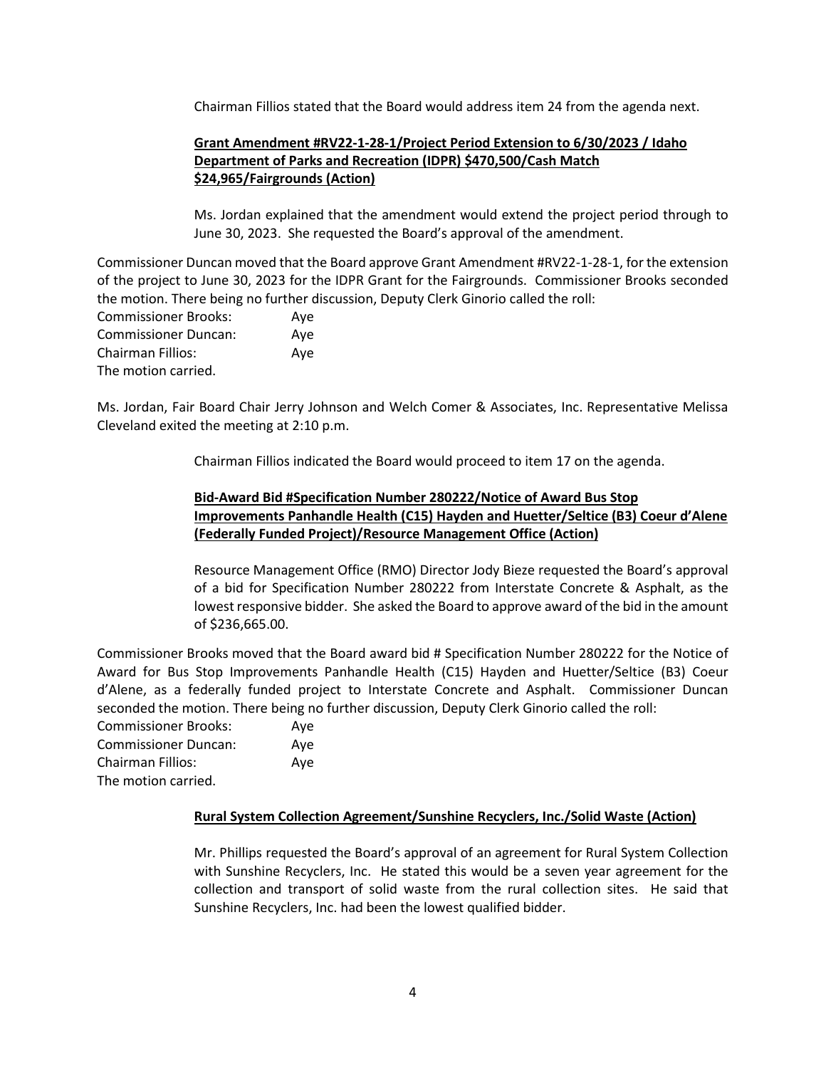Chairman Fillios stated that the Board would address item 24 from the agenda next.

**Grant Amendment #RV22-1-28-1/Project Period Extension to 6/30/2023 / Idaho Department of Parks and Recreation (IDPR) $470,500/Cash Match $24,965/Fairgrounds (Action)**

Ms. Jordan explained that the amendment would extend the project period through to June 30, 2023. She requested the Board's approval of the amendment.

Commissioner Duncan moved that the Board approve Grant Amendment #RV22-1-28-1, for the extension of the project to June 30, 2023 for the IDPR Grant for the Fairgrounds. Commissioner Brooks seconded the motion. There being no further discussion, Deputy Clerk Ginorio called the roll:

Commissioner Brooks: Aye
Commissioner Duncan: Aye
Chairman Fillios: Aye
The motion carried.

Ms. Jordan, Fair Board Chair Jerry Johnson and Welch Comer & Associates, Inc. Representative Melissa Cleveland exited the meeting at 2:10 p.m.

Chairman Fillios indicated the Board would proceed to item 17 on the agenda.

**Bid-Award Bid #Specification Number 280222/Notice of Award Bus Stop Improvements Panhandle Health (C15) Hayden and Huetter/Seltice (B3) Coeur d'Alene (Federally Funded Project)/Resource Management Office (Action)**

Resource Management Office (RMO) Director Jody Bieze requested the Board's approval of a bid for Specification Number 280222 from Interstate Concrete & Asphalt, as the lowest responsive bidder. She asked the Board to approve award of the bid in the amount of $236,665.00.

Commissioner Brooks moved that the Board award bid # Specification Number 280222 for the Notice of Award for Bus Stop Improvements Panhandle Health (C15) Hayden and Huetter/Seltice (B3) Coeur d'Alene, as a federally funded project to Interstate Concrete and Asphalt. Commissioner Duncan seconded the motion. There being no further discussion, Deputy Clerk Ginorio called the roll:

Commissioner Brooks: Aye
Commissioner Duncan: Aye
Chairman Fillios: Aye
The motion carried.

**Rural System Collection Agreement/Sunshine Recyclers, Inc./Solid Waste (Action)**

Mr. Phillips requested the Board's approval of an agreement for Rural System Collection with Sunshine Recyclers, Inc. He stated this would be a seven year agreement for the collection and transport of solid waste from the rural collection sites. He said that Sunshine Recyclers, Inc. had been the lowest qualified bidder.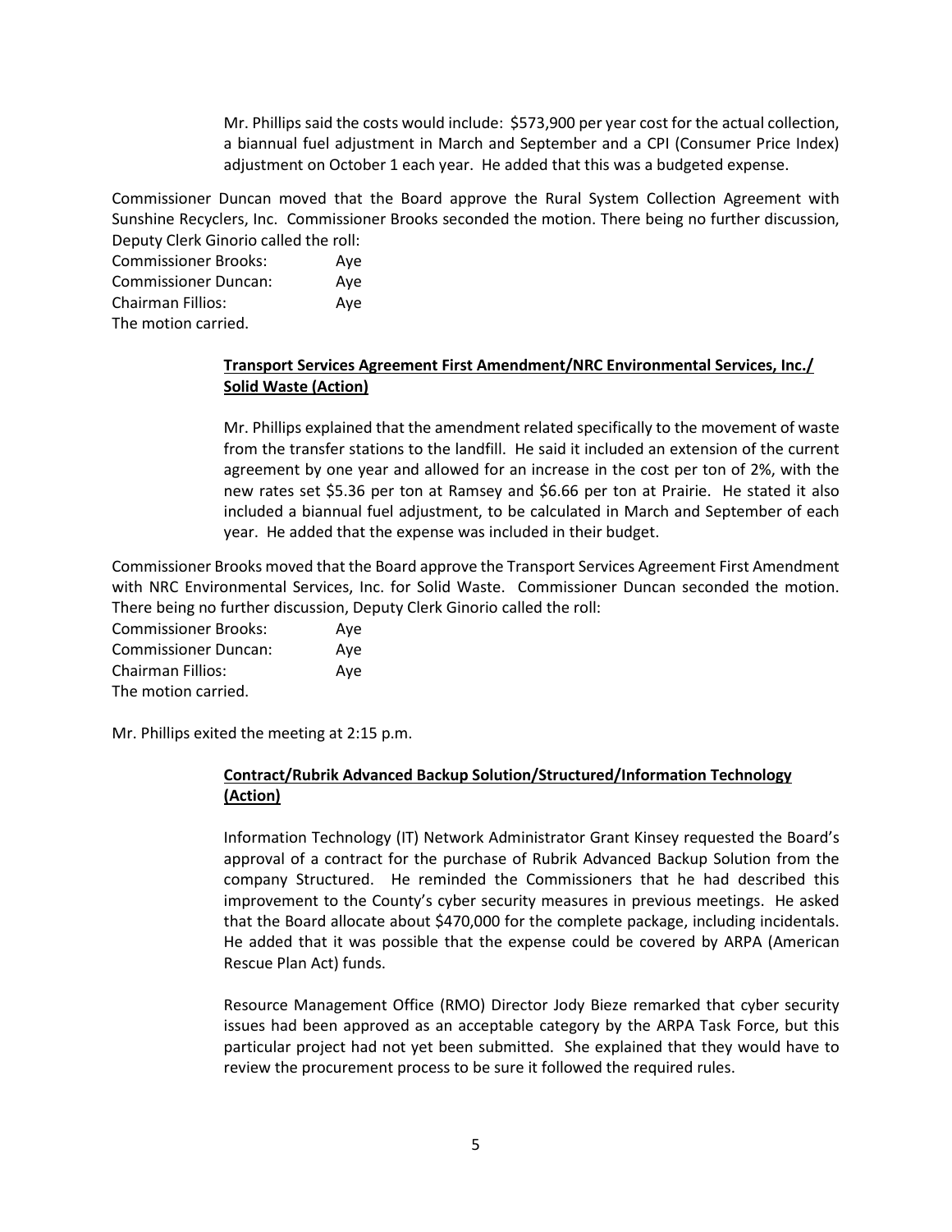Mr. Phillips said the costs would include: $573,900 per year cost for the actual collection, a biannual fuel adjustment in March and September and a CPI (Consumer Price Index) adjustment on October 1 each year. He added that this was a budgeted expense.

Commissioner Duncan moved that the Board approve the Rural System Collection Agreement with Sunshine Recyclers, Inc. Commissioner Brooks seconded the motion. There being no further discussion, Deputy Clerk Ginorio called the roll:

| | |
|---|---|
| Commissioner Brooks: | Aye |
| Commissioner Duncan: | Aye |
| Chairman Fillios: | Aye |

The motion carried.

**Transport Services Agreement First Amendment/NRC Environmental Services, Inc./ Solid Waste (Action)**

Mr. Phillips explained that the amendment related specifically to the movement of waste from the transfer stations to the landfill. He said it included an extension of the current agreement by one year and allowed for an increase in the cost per ton of 2%, with the new rates set $5.36 per ton at Ramsey and $6.66 per ton at Prairie. He stated it also included a biannual fuel adjustment, to be calculated in March and September of each year. He added that the expense was included in their budget.

Commissioner Brooks moved that the Board approve the Transport Services Agreement First Amendment with NRC Environmental Services, Inc. for Solid Waste. Commissioner Duncan seconded the motion. There being no further discussion, Deputy Clerk Ginorio called the roll:

| | |
|---|---|
| Commissioner Brooks: | Aye |
| Commissioner Duncan: | Aye |
| Chairman Fillios: | Aye |

The motion carried.

Mr. Phillips exited the meeting at 2:15 p.m.

**Contract/Rubrik Advanced Backup Solution/Structured/Information Technology (Action)**

Information Technology (IT) Network Administrator Grant Kinsey requested the Board's approval of a contract for the purchase of Rubrik Advanced Backup Solution from the company Structured. He reminded the Commissioners that he had described this improvement to the County's cyber security measures in previous meetings. He asked that the Board allocate about $470,000 for the complete package, including incidentals. He added that it was possible that the expense could be covered by ARPA (American Rescue Plan Act) funds.

Resource Management Office (RMO) Director Jody Bieze remarked that cyber security issues had been approved as an acceptable category by the ARPA Task Force, but this particular project had not yet been submitted. She explained that they would have to review the procurement process to be sure it followed the required rules.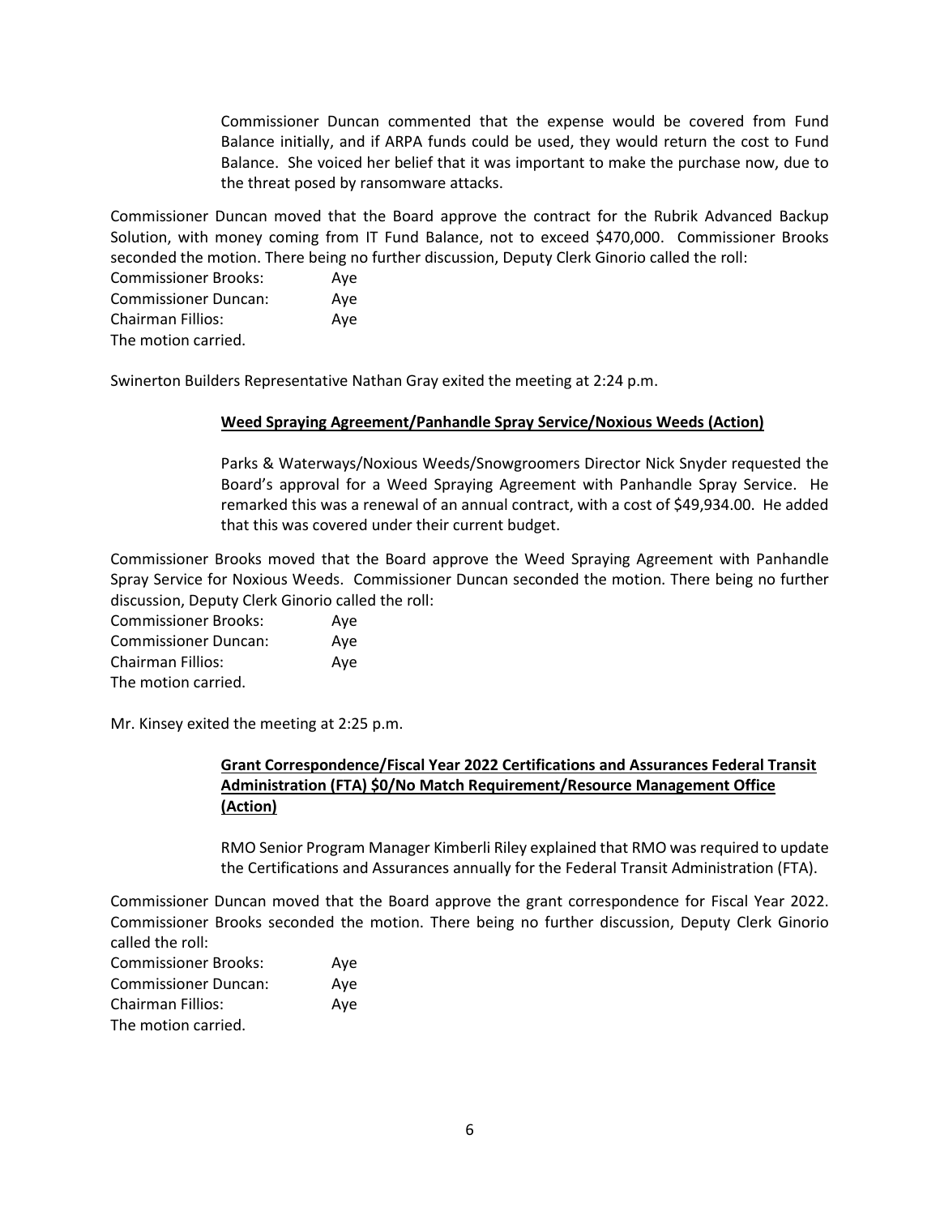Commissioner Duncan commented that the expense would be covered from Fund Balance initially, and if ARPA funds could be used, they would return the cost to Fund Balance. She voiced her belief that it was important to make the purchase now, due to the threat posed by ransomware attacks.

Commissioner Duncan moved that the Board approve the contract for the Rubrik Advanced Backup Solution, with money coming from IT Fund Balance, not to exceed $470,000. Commissioner Brooks seconded the motion. There being no further discussion, Deputy Clerk Ginorio called the roll:

Commissioner Brooks: Aye
Commissioner Duncan: Aye
Chairman Fillios: Aye
The motion carried.

Swinerton Builders Representative Nathan Gray exited the meeting at 2:24 p.m.

**Weed Spraying Agreement/Panhandle Spray Service/Noxious Weeds (Action)**

Parks & Waterways/Noxious Weeds/Snowgroomers Director Nick Snyder requested the Board's approval for a Weed Spraying Agreement with Panhandle Spray Service. He remarked this was a renewal of an annual contract, with a cost of $49,934.00. He added that this was covered under their current budget.

Commissioner Brooks moved that the Board approve the Weed Spraying Agreement with Panhandle Spray Service for Noxious Weeds. Commissioner Duncan seconded the motion. There being no further discussion, Deputy Clerk Ginorio called the roll:

Commissioner Brooks: Aye
Commissioner Duncan: Aye
Chairman Fillios: Aye
The motion carried.

Mr. Kinsey exited the meeting at 2:25 p.m.

**Grant Correspondence/Fiscal Year 2022 Certifications and Assurances Federal Transit Administration (FTA) $0/No Match Requirement/Resource Management Office (Action)**

RMO Senior Program Manager Kimberli Riley explained that RMO was required to update the Certifications and Assurances annually for the Federal Transit Administration (FTA).

Commissioner Duncan moved that the Board approve the grant correspondence for Fiscal Year 2022. Commissioner Brooks seconded the motion. There being no further discussion, Deputy Clerk Ginorio called the roll:

Commissioner Brooks: Aye
Commissioner Duncan: Aye
Chairman Fillios: Aye
The motion carried.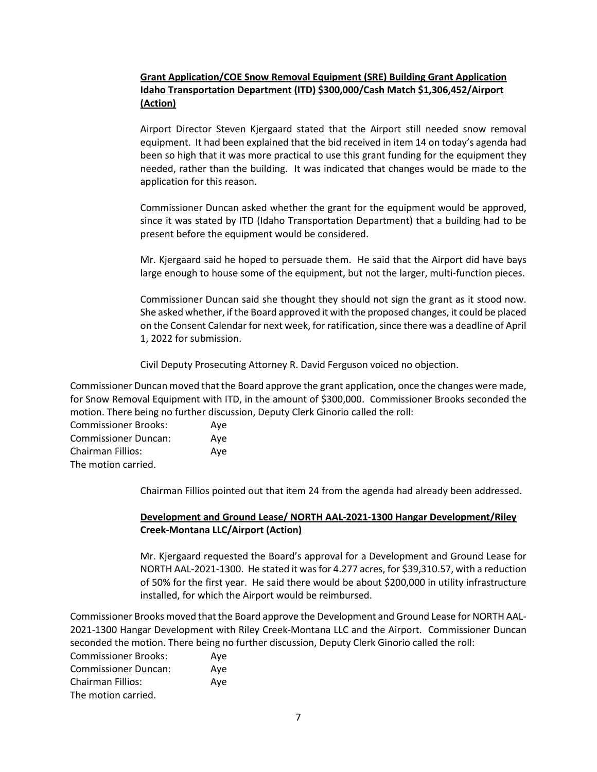**Grant Application/COE Snow Removal Equipment (SRE) Building Grant Application Idaho Transportation Department (ITD) $300,000/Cash Match $1,306,452/Airport (Action)**

Airport Director Steven Kjergaard stated that the Airport still needed snow removal equipment. It had been explained that the bid received in item 14 on today's agenda had been so high that it was more practical to use this grant funding for the equipment they needed, rather than the building. It was indicated that changes would be made to the application for this reason.

Commissioner Duncan asked whether the grant for the equipment would be approved, since it was stated by ITD (Idaho Transportation Department) that a building had to be present before the equipment would be considered.

Mr. Kjergaard said he hoped to persuade them. He said that the Airport did have bays large enough to house some of the equipment, but not the larger, multi-function pieces.

Commissioner Duncan said she thought they should not sign the grant as it stood now. She asked whether, if the Board approved it with the proposed changes, it could be placed on the Consent Calendar for next week, for ratification, since there was a deadline of April 1, 2022 for submission.

Civil Deputy Prosecuting Attorney R. David Ferguson voiced no objection.

Commissioner Duncan moved that the Board approve the grant application, once the changes were made, for Snow Removal Equipment with ITD, in the amount of $300,000. Commissioner Brooks seconded the motion. There being no further discussion, Deputy Clerk Ginorio called the roll:

| | |
|---|---|
| Commissioner Brooks: | Aye |
| Commissioner Duncan: | Aye |
| Chairman Fillios: | Aye |

The motion carried.

Chairman Fillios pointed out that item 24 from the agenda had already been addressed.

**Development and Ground Lease/ NORTH AAL-2021-1300 Hangar Development/Riley Creek-Montana LLC/Airport (Action)**

Mr. Kjergaard requested the Board's approval for a Development and Ground Lease for NORTH AAL-2021-1300. He stated it was for 4.277 acres, for $39,310.57, with a reduction of 50% for the first year. He said there would be about $200,000 in utility infrastructure installed, for which the Airport would be reimbursed.

Commissioner Brooks moved that the Board approve the Development and Ground Lease for NORTH AAL-2021-1300 Hangar Development with Riley Creek-Montana LLC and the Airport. Commissioner Duncan seconded the motion. There being no further discussion, Deputy Clerk Ginorio called the roll:

| | |
|---|---|
| Commissioner Brooks: | Aye |
| Commissioner Duncan: | Aye |
| Chairman Fillios: | Aye |

The motion carried.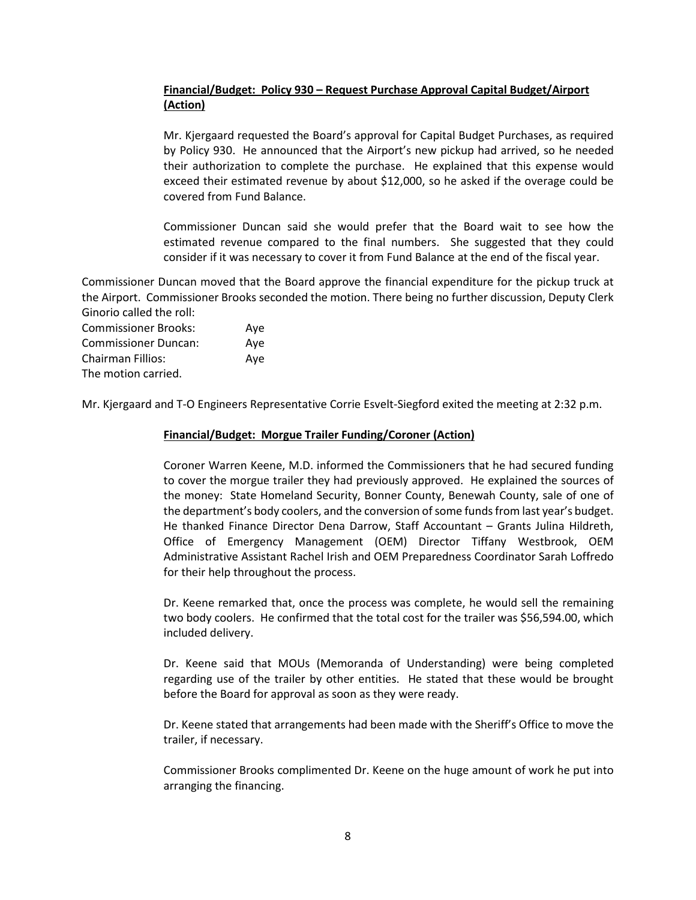**Financial/Budget: Policy 930 – Request Purchase Approval Capital Budget/Airport (Action)**

Mr. Kjergaard requested the Board's approval for Capital Budget Purchases, as required by Policy 930. He announced that the Airport's new pickup had arrived, so he needed their authorization to complete the purchase. He explained that this expense would exceed their estimated revenue by about $12,000, so he asked if the overage could be covered from Fund Balance.

Commissioner Duncan said she would prefer that the Board wait to see how the estimated revenue compared to the final numbers. She suggested that they could consider if it was necessary to cover it from Fund Balance at the end of the fiscal year.

Commissioner Duncan moved that the Board approve the financial expenditure for the pickup truck at the Airport. Commissioner Brooks seconded the motion. There being no further discussion, Deputy Clerk Ginorio called the roll:

| | |
|---|---|
| Commissioner Brooks: | Aye |
| Commissioner Duncan: | Aye |
| Chairman Fillios: | Aye |

The motion carried.

Mr. Kjergaard and T-O Engineers Representative Corrie Esvelt-Siegford exited the meeting at 2:32 p.m.

**Financial/Budget: Morgue Trailer Funding/Coroner (Action)**

Coroner Warren Keene, M.D. informed the Commissioners that he had secured funding to cover the morgue trailer they had previously approved. He explained the sources of the money: State Homeland Security, Bonner County, Benewah County, sale of one of the department's body coolers, and the conversion of some funds from last year's budget. He thanked Finance Director Dena Darrow, Staff Accountant – Grants Julina Hildreth, Office of Emergency Management (OEM) Director Tiffany Westbrook, OEM Administrative Assistant Rachel Irish and OEM Preparedness Coordinator Sarah Loffredo for their help throughout the process.

Dr. Keene remarked that, once the process was complete, he would sell the remaining two body coolers. He confirmed that the total cost for the trailer was $56,594.00, which included delivery.

Dr. Keene said that MOUs (Memoranda of Understanding) were being completed regarding use of the trailer by other entities. He stated that these would be brought before the Board for approval as soon as they were ready.

Dr. Keene stated that arrangements had been made with the Sheriff's Office to move the trailer, if necessary.

Commissioner Brooks complimented Dr. Keene on the huge amount of work he put into arranging the financing.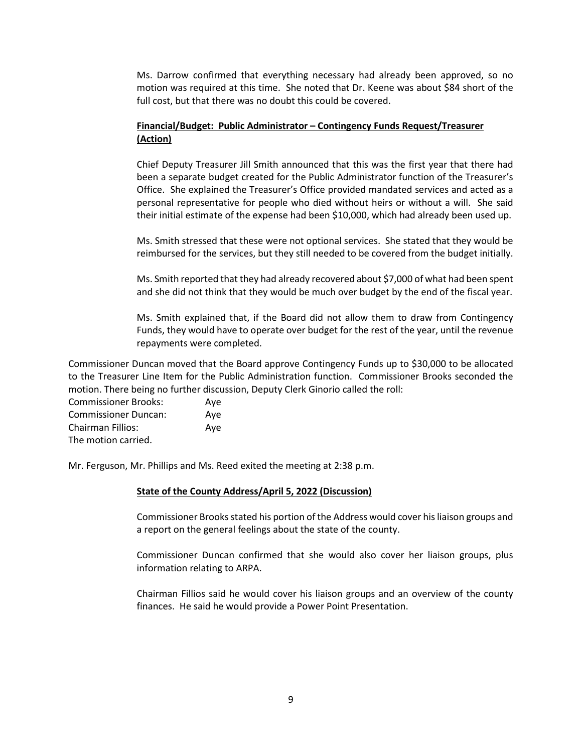Ms. Darrow confirmed that everything necessary had already been approved, so no motion was required at this time. She noted that Dr. Keene was about $84 short of the full cost, but that there was no doubt this could be covered.

**Financial/Budget: Public Administrator – Contingency Funds Request/Treasurer (Action)**

Chief Deputy Treasurer Jill Smith announced that this was the first year that there had been a separate budget created for the Public Administrator function of the Treasurer's Office. She explained the Treasurer's Office provided mandated services and acted as a personal representative for people who died without heirs or without a will. She said their initial estimate of the expense had been $10,000, which had already been used up.

Ms. Smith stressed that these were not optional services. She stated that they would be reimbursed for the services, but they still needed to be covered from the budget initially.

Ms. Smith reported that they had already recovered about $7,000 of what had been spent and she did not think that they would be much over budget by the end of the fiscal year.

Ms. Smith explained that, if the Board did not allow them to draw from Contingency Funds, they would have to operate over budget for the rest of the year, until the revenue repayments were completed.

Commissioner Duncan moved that the Board approve Contingency Funds up to $30,000 to be allocated to the Treasurer Line Item for the Public Administration function. Commissioner Brooks seconded the motion. There being no further discussion, Deputy Clerk Ginorio called the roll:

Commissioner Brooks: Aye
Commissioner Duncan: Aye
Chairman Fillios: Aye
The motion carried.

Mr. Ferguson, Mr. Phillips and Ms. Reed exited the meeting at 2:38 p.m.

**State of the County Address/April 5, 2022 (Discussion)**

Commissioner Brooks stated his portion of the Address would cover his liaison groups and a report on the general feelings about the state of the county.

Commissioner Duncan confirmed that she would also cover her liaison groups, plus information relating to ARPA.

Chairman Fillios said he would cover his liaison groups and an overview of the county finances. He said he would provide a Power Point Presentation.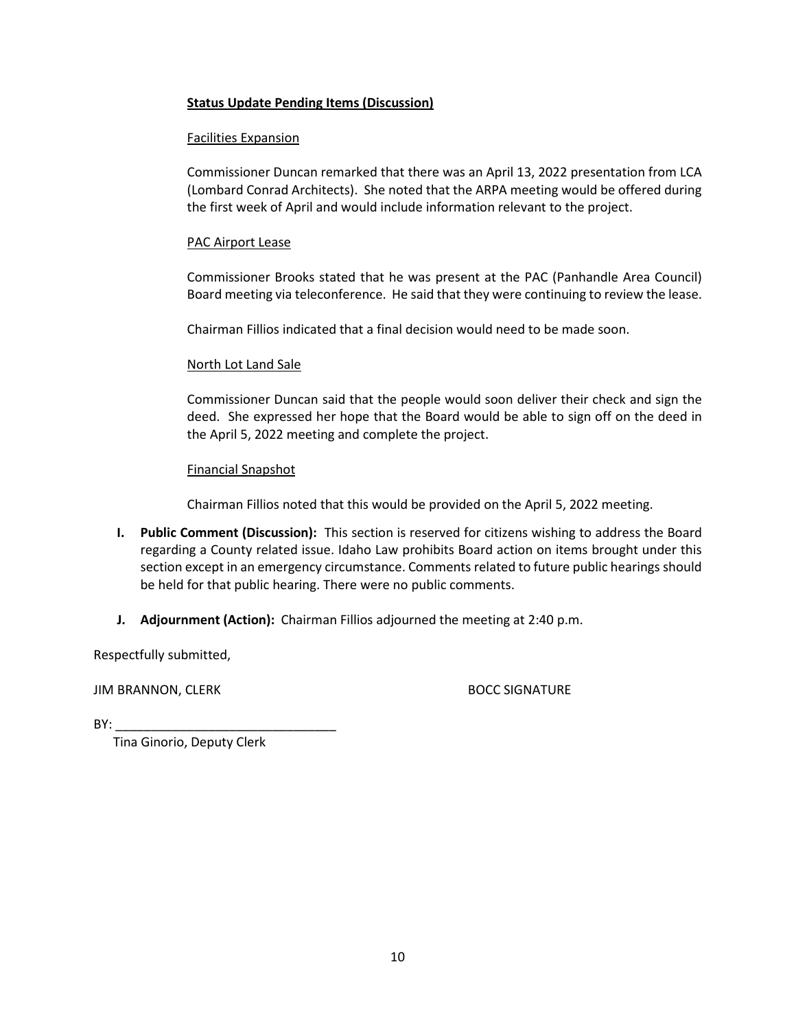**Status Update Pending Items (Discussion)**

Facilities Expansion

Commissioner Duncan remarked that there was an April 13, 2022 presentation from LCA (Lombard Conrad Architects). She noted that the ARPA meeting would be offered during the first week of April and would include information relevant to the project.

PAC Airport Lease

Commissioner Brooks stated that he was present at the PAC (Panhandle Area Council) Board meeting via teleconference. He said that they were continuing to review the lease.

Chairman Fillios indicated that a final decision would need to be made soon.

North Lot Land Sale

Commissioner Duncan said that the people would soon deliver their check and sign the deed. She expressed her hope that the Board would be able to sign off on the deed in the April 5, 2022 meeting and complete the project.

Financial Snapshot

Chairman Fillios noted that this would be provided on the April 5, 2022 meeting.

**I. Public Comment (Discussion):** This section is reserved for citizens wishing to address the Board regarding a County related issue. Idaho Law prohibits Board action on items brought under this section except in an emergency circumstance. Comments related to future public hearings should be held for that public hearing. There were no public comments.

**J. Adjournment (Action):** Chairman Fillios adjourned the meeting at 2:40 p.m.

Respectfully submitted,

JIM BRANNON, CLERK　　　　　　　　BOCC SIGNATURE

BY: _______________________________
Tina Ginorio, Deputy Clerk